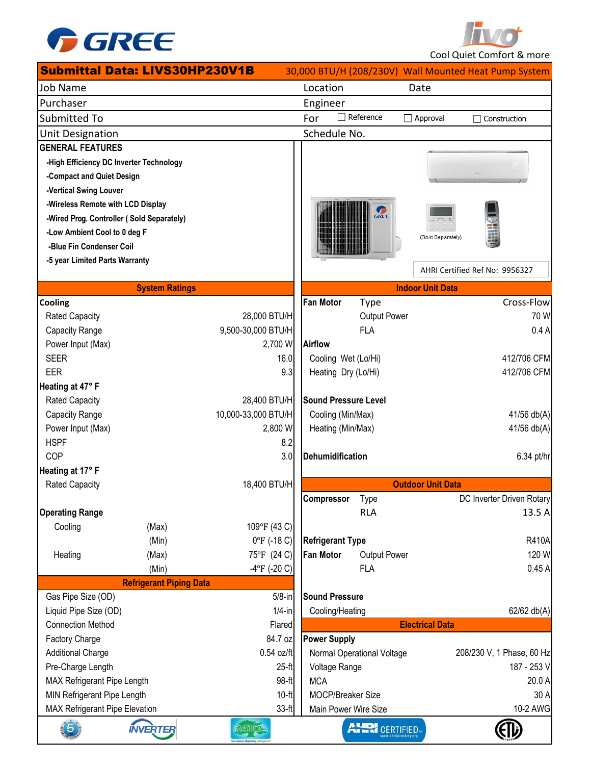GREE

livo+ Cool Quiet Comfort & more

## Submittal Data: LIVS30HP230V1B

30,000 BTU/H (208/230V) Wall Mounted Heat Pump System

| Job Name | Location | Date |
|---|---|---|
| Purchaser | Engineer | |
| Submitted To | For ☐ Reference ☐ Approval ☐ Construction | |
| Unit Designation | Schedule No. | |

### GENERAL FEATURES

- -High Efficiency DC Inverter Technology
- -Compact and Quiet Design
- -Vertical Swing Louver
- -Wireless Remote with LCD Display
- -Wired Prog. Controller ( Sold Separately)
- -Low Ambient Cool to 0 deg F
- -Blue Fin Condenser Coil
- -5 year Limited Parts Warranty

(Sold Separately)

AHRI Certified Ref No: 9956327

### System Ratings

| | | |
|---|---|---|
| **Cooling** | | |
| Rated Capacity | | 28,000 BTU/H |
| Capacity Range | | 9,500-30,000 BTU/H |
| Power Input (Max) | | 2,700 W |
| SEER | | 16.0 |
| EER | | 9.3 |
| **Heating at 47° F** | | |
| Rated Capacity | | 28,400 BTU/H |
| Capacity Range | | 10,000-33,000 BTU/H |
| Power Input (Max) | | 2,800 W |
| HSPF | | 8.2 |
| COP | | 3.0 |
| **Heating at 17° F** | | |
| Rated Capacity | | 18,400 BTU/H |
| **Operating Range** | | |
| Cooling | (Max) | 109°F (43 C) |
| | (Min) | 0°F (-18 C) |
| Heating | (Max) | 75°F (24 C) |
| | (Min) | -4°F (-20 C) |

### Refrigerant Piping Data

| | |
|---|---|
| Gas Pipe Size (OD) | 5/8-in |
| Liquid Pipe Size (OD) | 1/4-in |
| Connection Method | Flared |
| Factory Charge | 84.7 oz |
| Additional Charge | 0.54 oz/ft |
| Pre-Charge Length | 25-ft |
| MAX Refrigerant Pipe Length | 98-ft |
| MIN Refrigerant Pipe Length | 10-ft |
| MAX Refrigerant Pipe Elevation | 33-ft |

### Indoor Unit Data

| | | |
|---|---|---|
| **Fan Motor** | Type | Cross-Flow |
| | Output Power | 70 W |
| | FLA | 0.4 A |
| **Airflow** | | |
| | Cooling Wet (Lo/Hi) | 412/706 CFM |
| | Heating Dry (Lo/Hi) | 412/706 CFM |
| **Sound Pressure Level** | | |
| | Cooling (Min/Max) | 41/56 db(A) |
| | Heating (Min/Max) | 41/56 db(A) |
| **Dehumidification** | | 6.34 pt/hr |

### Outdoor Unit Data

| | | |
|---|---|---|
| **Compressor** | Type | DC Inverter Driven Rotary |
| | RLA | 13.5 A |
| **Refrigerant Type** | | R410A |
| **Fan Motor** | Output Power | 120 W |
| | FLA | 0.45 A |
| **Sound Pressure** | | |
| | Cooling/Heating | 62/62 db(A) |

### Electrical Data

| | |
|---|---|
| **Power Supply** | |
| Normal Operational Voltage | 208/230 V, 1 Phase, 60 Hz |
| Voltage Range | 187 - 253 V |
| MCA | 20.0 A |
| MOCP/Breaker Size | 30 A |
| Main Power Wire Size | 10-2 AWG |

INVERTER | R410A non ozone-depleting refrigerant | AHRI CERTIFIED www.ahridirectory.org | ETL LISTED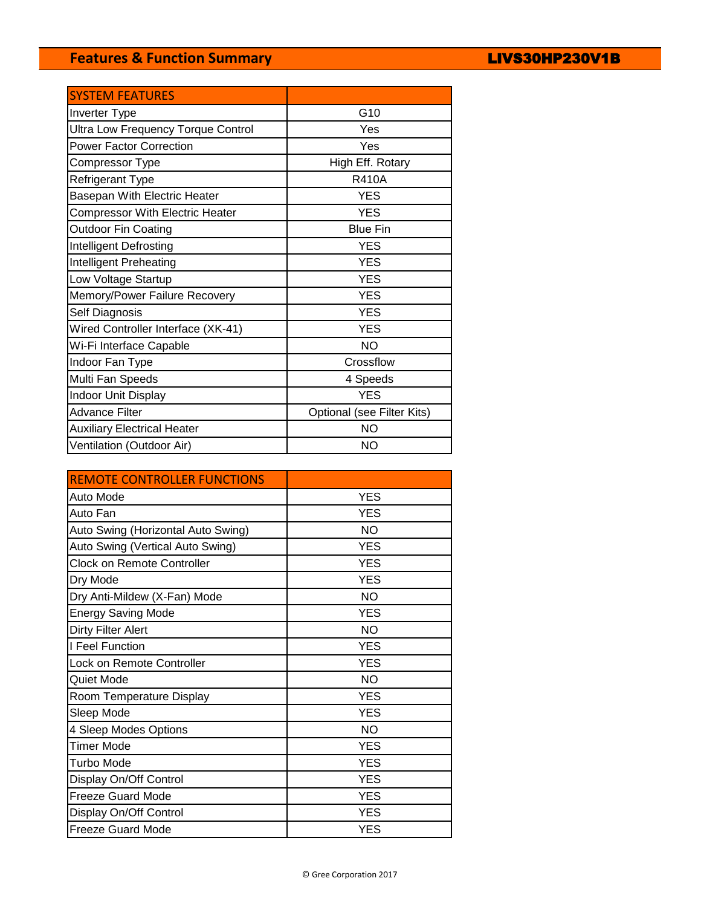## Features & Function Summary

**LIVS30HP230V1B**

| SYSTEM FEATURES | |
|---|---|
| Inverter Type | G10 |
| Ultra Low Frequency Torque Control | Yes |
| Power Factor Correction | Yes |
| Compressor Type | High Eff. Rotary |
| Refrigerant Type | R410A |
| Basepan With Electric Heater | YES |
| Compressor With Electric Heater | YES |
| Outdoor Fin Coating | Blue Fin |
| Intelligent Defrosting | YES |
| Intelligent Preheating | YES |
| Low Voltage Startup | YES |
| Memory/Power Failure Recovery | YES |
| Self Diagnosis | YES |
| Wired Controller Interface (XK-41) | YES |
| Wi-Fi Interface Capable | NO |
| Indoor Fan Type | Crossflow |
| Multi Fan Speeds | 4 Speeds |
| Indoor Unit Display | YES |
| Advance Filter | Optional (see Filter Kits) |
| Auxiliary Electrical Heater | NO |
| Ventilation (Outdoor Air) | NO |

| REMOTE CONTROLLER FUNCTIONS | |
|---|---|
| Auto Mode | YES |
| Auto Fan | YES |
| Auto Swing (Horizontal Auto Swing) | NO |
| Auto Swing (Vertical Auto Swing) | YES |
| Clock on Remote Controller | YES |
| Dry Mode | YES |
| Dry Anti-Mildew (X-Fan) Mode | NO |
| Energy Saving Mode | YES |
| Dirty Filter Alert | NO |
| I Feel Function | YES |
| Lock on Remote Controller | YES |
| Quiet Mode | NO |
| Room Temperature Display | YES |
| Sleep Mode | YES |
| 4 Sleep Modes Options | NO |
| Timer Mode | YES |
| Turbo Mode | YES |
| Display On/Off Control | YES |
| Freeze Guard Mode | YES |
| Display On/Off Control | YES |
| Freeze Guard Mode | YES |

© Gree Corporation 2017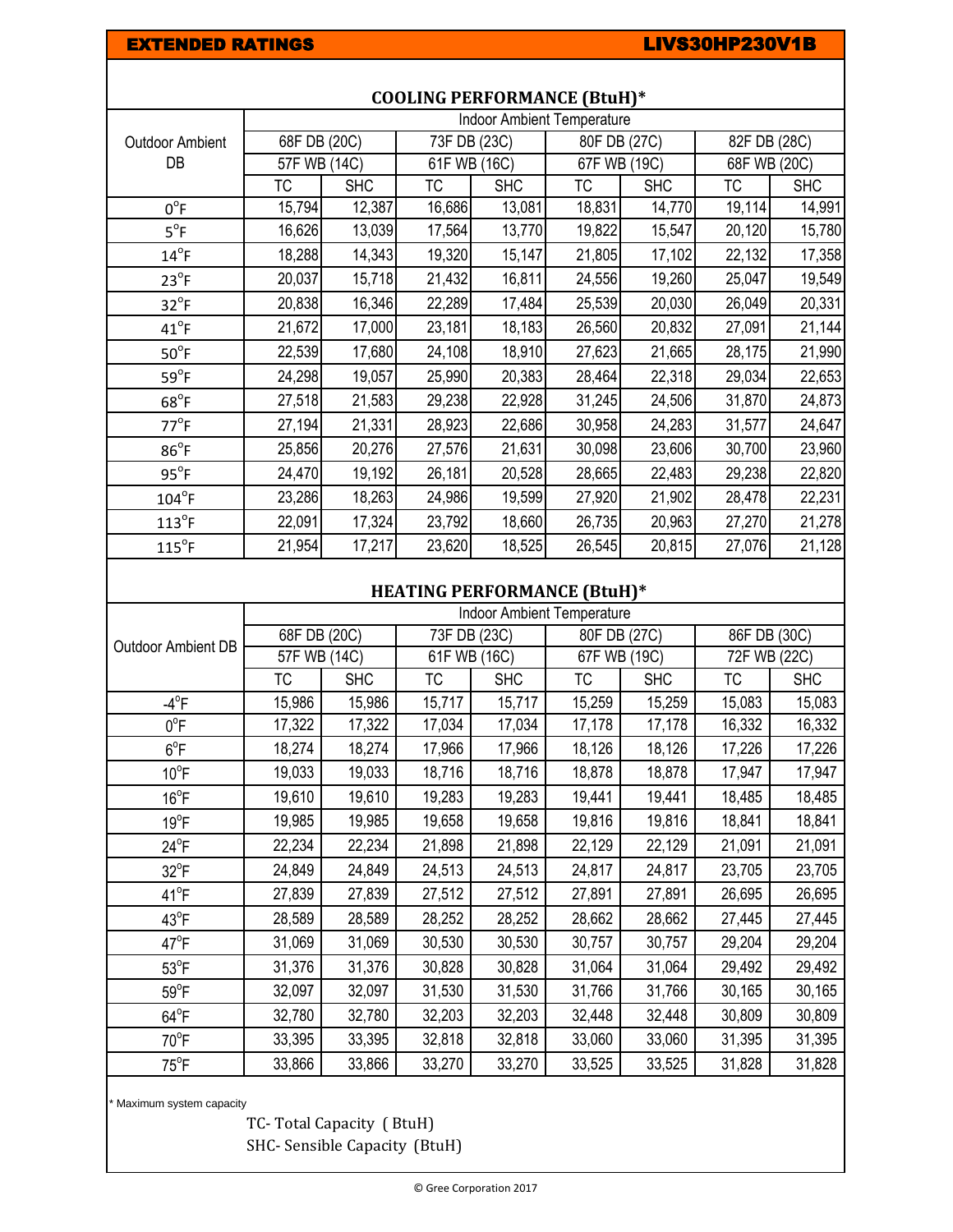# EXTENDED RATINGS

## LIVS30HP230V1B

### COOLING PERFORMANCE (BtuH)*

| Outdoor Ambient DB | Indoor Ambient Temperature | | | | | | | |
|---|---|---|---|---|---|---|---|---|
| | 68F DB (20C) | | 73F DB (23C) | | 80F DB (27C) | | 82F DB (28C) | |
| | 57F WB (14C) | | 61F WB (16C) | | 67F WB (19C) | | 68F WB (20C) | |
| | TC | SHC | TC | SHC | TC | SHC | TC | SHC |
| 0°F | 15,794 | 12,387 | 16,686 | 13,081 | 18,831 | 14,770 | 19,114 | 14,991 |
| 5°F | 16,626 | 13,039 | 17,564 | 13,770 | 19,822 | 15,547 | 20,120 | 15,780 |
| 14°F | 18,288 | 14,343 | 19,320 | 15,147 | 21,805 | 17,102 | 22,132 | 17,358 |
| 23°F | 20,037 | 15,718 | 21,432 | 16,811 | 24,556 | 19,260 | 25,047 | 19,549 |
| 32°F | 20,838 | 16,346 | 22,289 | 17,484 | 25,539 | 20,030 | 26,049 | 20,331 |
| 41°F | 21,672 | 17,000 | 23,181 | 18,183 | 26,560 | 20,832 | 27,091 | 21,144 |
| 50°F | 22,539 | 17,680 | 24,108 | 18,910 | 27,623 | 21,665 | 28,175 | 21,990 |
| 59°F | 24,298 | 19,057 | 25,990 | 20,383 | 28,464 | 22,318 | 29,034 | 22,653 |
| 68°F | 27,518 | 21,583 | 29,238 | 22,928 | 31,245 | 24,506 | 31,870 | 24,873 |
| 77°F | 27,194 | 21,331 | 28,923 | 22,686 | 30,958 | 24,283 | 31,577 | 24,647 |
| 86°F | 25,856 | 20,276 | 27,576 | 21,631 | 30,098 | 23,606 | 30,700 | 23,960 |
| 95°F | 24,470 | 19,192 | 26,181 | 20,528 | 28,665 | 22,483 | 29,238 | 22,820 |
| 104°F | 23,286 | 18,263 | 24,986 | 19,599 | 27,920 | 21,902 | 28,478 | 22,231 |
| 113°F | 22,091 | 17,324 | 23,792 | 18,660 | 26,735 | 20,963 | 27,270 | 21,278 |
| 115°F | 21,954 | 17,217 | 23,620 | 18,525 | 26,545 | 20,815 | 27,076 | 21,128 |

### HEATING PERFORMANCE (BtuH)*

| Outdoor Ambient DB | Indoor Ambient Temperature | | | | | | | |
|---|---|---|---|---|---|---|---|---|
| | 68F DB (20C) | | 73F DB (23C) | | 80F DB (27C) | | 86F DB (30C) | |
| | 57F WB (14C) | | 61F WB (16C) | | 67F WB (19C) | | 72F WB (22C) | |
| | TC | SHC | TC | SHC | TC | SHC | TC | SHC |
| -4°F | 15,986 | 15,986 | 15,717 | 15,717 | 15,259 | 15,259 | 15,083 | 15,083 |
| 0°F | 17,322 | 17,322 | 17,034 | 17,034 | 17,178 | 17,178 | 16,332 | 16,332 |
| 6°F | 18,274 | 18,274 | 17,966 | 17,966 | 18,126 | 18,126 | 17,226 | 17,226 |
| 10°F | 19,033 | 19,033 | 18,716 | 18,716 | 18,878 | 18,878 | 17,947 | 17,947 |
| 16°F | 19,610 | 19,610 | 19,283 | 19,283 | 19,441 | 19,441 | 18,485 | 18,485 |
| 19°F | 19,985 | 19,985 | 19,658 | 19,658 | 19,816 | 19,816 | 18,841 | 18,841 |
| 24°F | 22,234 | 22,234 | 21,898 | 21,898 | 22,129 | 22,129 | 21,091 | 21,091 |
| 32°F | 24,849 | 24,849 | 24,513 | 24,513 | 24,817 | 24,817 | 23,705 | 23,705 |
| 41°F | 27,839 | 27,839 | 27,512 | 27,512 | 27,891 | 27,891 | 26,695 | 26,695 |
| 43°F | 28,589 | 28,589 | 28,252 | 28,252 | 28,662 | 28,662 | 27,445 | 27,445 |
| 47°F | 31,069 | 31,069 | 30,530 | 30,530 | 30,757 | 30,757 | 29,204 | 29,204 |
| 53°F | 31,376 | 31,376 | 30,828 | 30,828 | 31,064 | 31,064 | 29,492 | 29,492 |
| 59°F | 32,097 | 32,097 | 31,530 | 31,530 | 31,766 | 31,766 | 30,165 | 30,165 |
| 64°F | 32,780 | 32,780 | 32,203 | 32,203 | 32,448 | 32,448 | 30,809 | 30,809 |
| 70°F | 33,395 | 33,395 | 32,818 | 32,818 | 33,060 | 33,060 | 31,395 | 31,395 |
| 75°F | 33,866 | 33,866 | 33,270 | 33,270 | 33,525 | 33,525 | 31,828 | 31,828 |

\* Maximum system capacity

TC- Total Capacity ( BtuH)

SHC- Sensible Capacity (BtuH)

© Gree Corporation 2017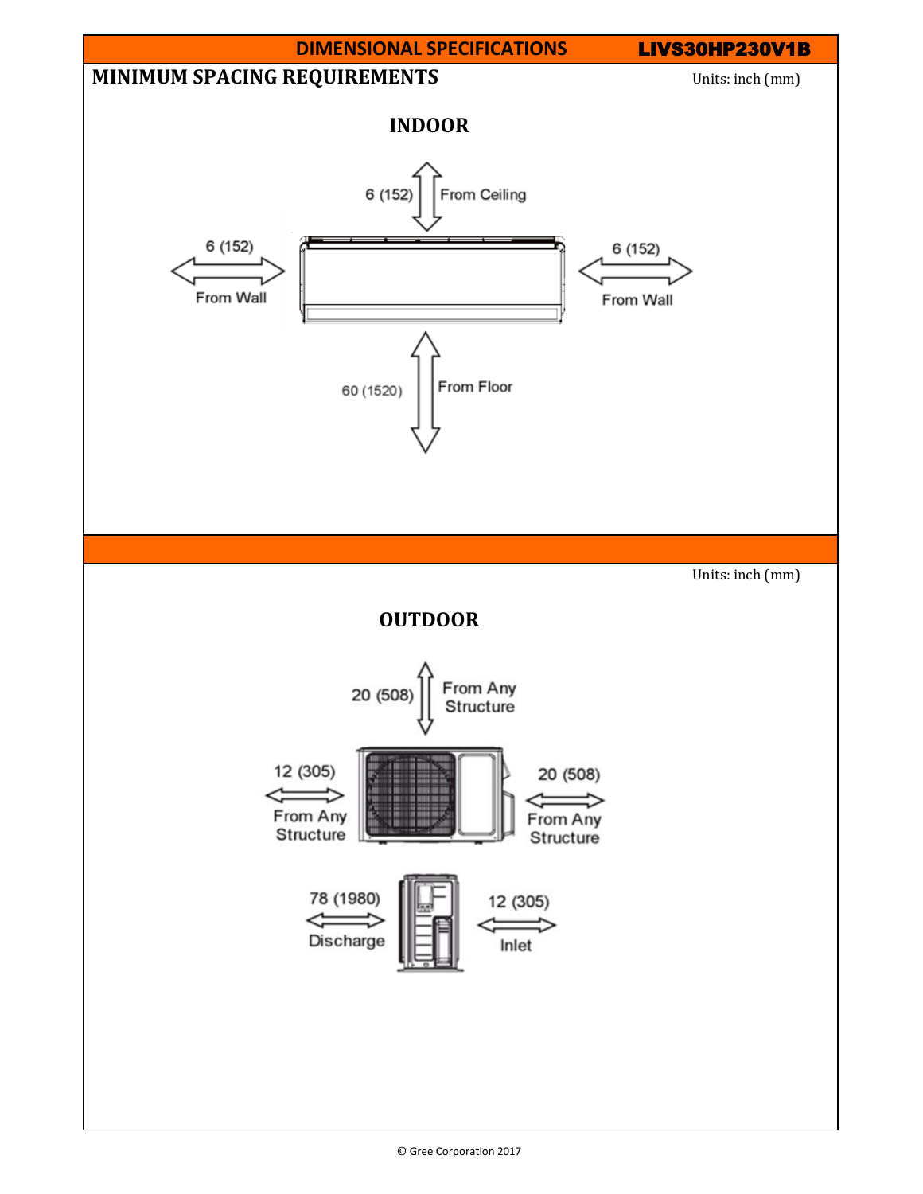## DIMENSIONAL SPECIFICATIONS — LIVS30HP230V1B

### MINIMUM SPACING REQUIREMENTS

Units: inch (mm)

### INDOOR

6 (152) From Ceiling

6 (152) From Wall

6 (152) From Wall

60 (1520) From Floor

Units: inch (mm)

### OUTDOOR

20 (508) From Any Structure

12 (305) From Any Structure

20 (508) From Any Structure

78 (1980) Discharge

12 (305) Inlet

© Gree Corporation 2017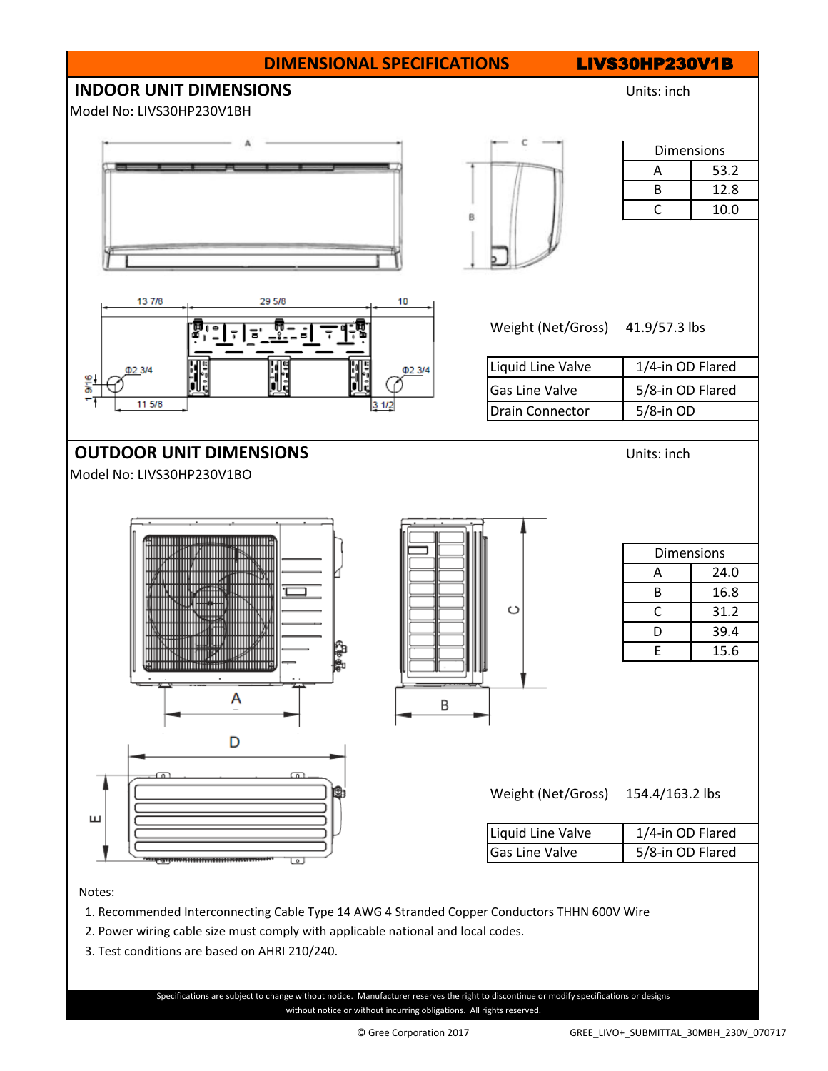## DIMENSIONAL SPECIFICATIONS **LIVS30HP230V1B**

### INDOOR UNIT DIMENSIONS

Units: inch

Model No: LIVS30HP230V1BH

A

C

B

13 7/8

29 5/8

10

Φ2 3/4

Φ2 3/4

1 9/16

11 5/8

3 1/2

| Dimensions | |
|---|---|
| A | 53.2 |
| B | 12.8 |
| C | 10.0 |

Weight (Net/Gross) 41.9/57.3 lbs

| | |
|---|---|
| Liquid Line Valve | 1/4-in OD Flared |
| Gas Line Valve | 5/8-in OD Flared |
| Drain Connector | 5/8-in OD |

### OUTDOOR UNIT DIMENSIONS

Units: inch

Model No: LIVS30HP230V1BO

A

B

C

D

E

| Dimensions | |
|---|---|
| A | 24.0 |
| B | 16.8 |
| C | 31.2 |
| D | 39.4 |
| E | 15.6 |

Weight (Net/Gross) 154.4/163.2 lbs

| | |
|---|---|
| Liquid Line Valve | 1/4-in OD Flared |
| Gas Line Valve | 5/8-in OD Flared |

Notes:

1. Recommended Interconnecting Cable Type 14 AWG 4 Stranded Copper Conductors THHN 600V Wire
2. Power wiring cable size must comply with applicable national and local codes.
3. Test conditions are based on AHRI 210/240.

Specifications are subject to change without notice. Manufacturer reserves the right to discontinue or modify specifications or designs without notice or without incurring obligations. All rights reserved.

© Gree Corporation 2017

GREE_LIVO+_SUBMITTAL_30MBH_230V_070717